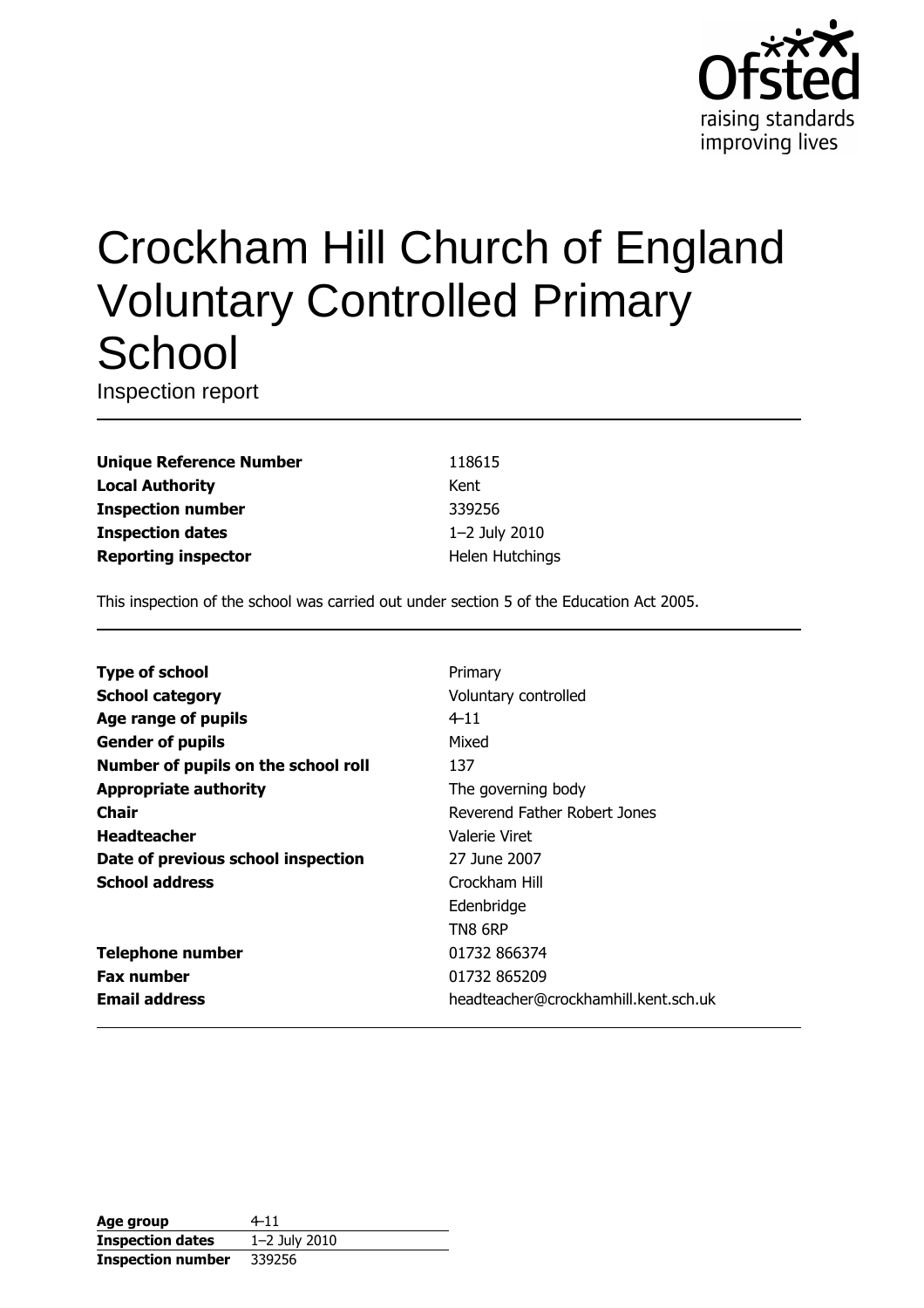# Crockham Hill Church of England Voluntary Controlled Primary School

Inspection report

| | |
|---|---|
| **Unique Reference Number** | 118615 |
| **Local Authority** | Kent |
| **Inspection number** | 339256 |
| **Inspection dates** | 1–2 July 2010 |
| **Reporting inspector** | Helen Hutchings |

This inspection of the school was carried out under section 5 of the Education Act 2005.

| | |
|---|---|
| **Type of school** | Primary |
| **School category** | Voluntary controlled |
| **Age range of pupils** | 4–11 |
| **Gender of pupils** | Mixed |
| **Number of pupils on the school roll** | 137 |
| **Appropriate authority** | The governing body |
| **Chair** | Reverend Father Robert Jones |
| **Headteacher** | Valerie Viret |
| **Date of previous school inspection** | 27 June 2007 |
| **School address** | Crockham Hill<br>Edenbridge<br>TN8 6RP |
| **Telephone number** | 01732 866374 |
| **Fax number** | 01732 865209 |
| **Email address** | headteacher@crockhamhill.kent.sch.uk |

| | |
|---|---|
| **Age group** | 4–11 |
| **Inspection dates** | 1–2 July 2010 |
| **Inspection number** | 339256 |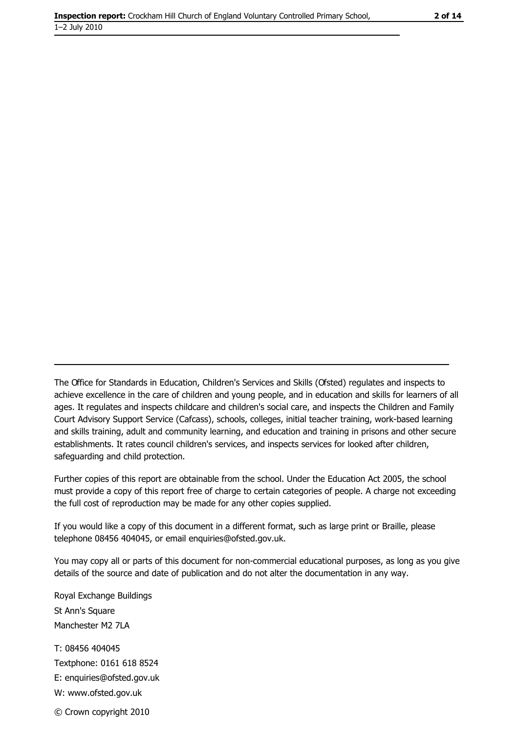The Office for Standards in Education, Children's Services and Skills (Ofsted) regulates and inspects to achieve excellence in the care of children and young people, and in education and skills for learners of all ages. It regulates and inspects childcare and children's social care, and inspects the Children and Family Court Advisory Support Service (Cafcass), schools, colleges, initial teacher training, work-based learning and skills training, adult and community learning, and education and training in prisons and other secure establishments. It rates council children's services, and inspects services for looked after children, safeguarding and child protection.

Further copies of this report are obtainable from the school. Under the Education Act 2005, the school must provide a copy of this report free of charge to certain categories of people. A charge not exceeding the full cost of reproduction may be made for any other copies supplied.

If you would like a copy of this document in a different format, such as large print or Braille, please telephone 08456 404045, or email enquiries@ofsted.gov.uk.

You may copy all or parts of this document for non-commercial educational purposes, as long as you give details of the source and date of publication and do not alter the documentation in any way.

Royal Exchange Buildings
St Ann's Square
Manchester M2 7LA

T: 08456 404045
Textphone: 0161 618 8524
E: enquiries@ofsted.gov.uk
W: www.ofsted.gov.uk

© Crown copyright 2010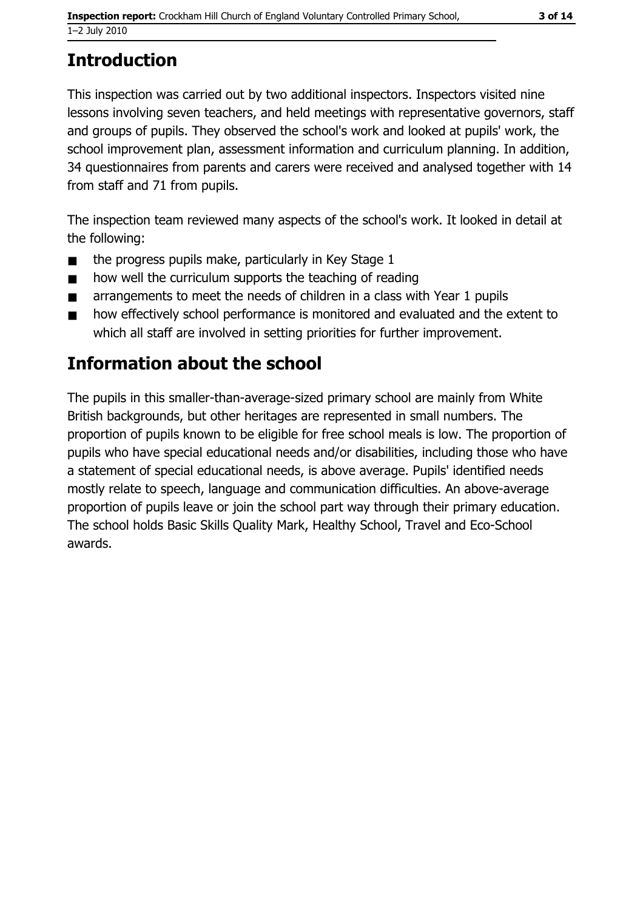# Introduction

This inspection was carried out by two additional inspectors. Inspectors visited nine lessons involving seven teachers, and held meetings with representative governors, staff and groups of pupils. They observed the school's work and looked at pupils' work, the school improvement plan, assessment information and curriculum planning. In addition, 34 questionnaires from parents and carers were received and analysed together with 14 from staff and 71 from pupils.

The inspection team reviewed many aspects of the school's work. It looked in detail at the following:

- the progress pupils make, particularly in Key Stage 1
- how well the curriculum supports the teaching of reading
- arrangements to meet the needs of children in a class with Year 1 pupils
- how effectively school performance is monitored and evaluated and the extent to which all staff are involved in setting priorities for further improvement.

# Information about the school

The pupils in this smaller-than-average-sized primary school are mainly from White British backgrounds, but other heritages are represented in small numbers. The proportion of pupils known to be eligible for free school meals is low. The proportion of pupils who have special educational needs and/or disabilities, including those who have a statement of special educational needs, is above average. Pupils' identified needs mostly relate to speech, language and communication difficulties. An above-average proportion of pupils leave or join the school part way through their primary education. The school holds Basic Skills Quality Mark, Healthy School, Travel and Eco-School awards.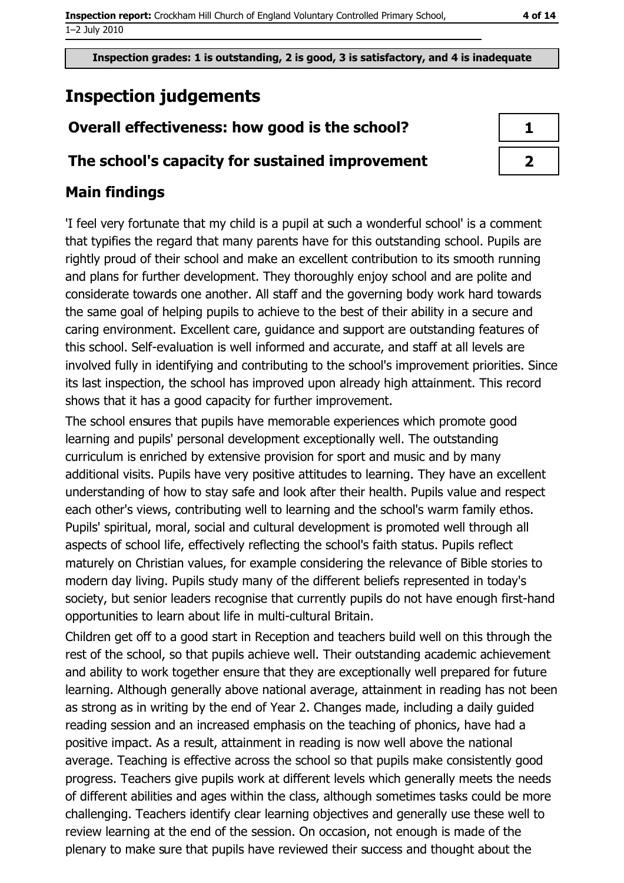Inspection grades: 1 is outstanding, 2 is good, 3 is satisfactory, and 4 is inadequate

# Inspection judgements

| Overall effectiveness: how good is the school? | 1 |
|---|---|
| The school's capacity for sustained improvement | 2 |

## Main findings

'I feel very fortunate that my child is a pupil at such a wonderful school' is a comment that typifies the regard that many parents have for this outstanding school. Pupils are rightly proud of their school and make an excellent contribution to its smooth running and plans for further development. They thoroughly enjoy school and are polite and considerate towards one another. All staff and the governing body work hard towards the same goal of helping pupils to achieve to the best of their ability in a secure and caring environment. Excellent care, guidance and support are outstanding features of this school. Self-evaluation is well informed and accurate, and staff at all levels are involved fully in identifying and contributing to the school's improvement priorities. Since its last inspection, the school has improved upon already high attainment. This record shows that it has a good capacity for further improvement.

The school ensures that pupils have memorable experiences which promote good learning and pupils' personal development exceptionally well. The outstanding curriculum is enriched by extensive provision for sport and music and by many additional visits. Pupils have very positive attitudes to learning. They have an excellent understanding of how to stay safe and look after their health. Pupils value and respect each other's views, contributing well to learning and the school's warm family ethos. Pupils' spiritual, moral, social and cultural development is promoted well through all aspects of school life, effectively reflecting the school's faith status. Pupils reflect maturely on Christian values, for example considering the relevance of Bible stories to modern day living. Pupils study many of the different beliefs represented in today's society, but senior leaders recognise that currently pupils do not have enough first-hand opportunities to learn about life in multi-cultural Britain.

Children get off to a good start in Reception and teachers build well on this through the rest of the school, so that pupils achieve well. Their outstanding academic achievement and ability to work together ensure that they are exceptionally well prepared for future learning. Although generally above national average, attainment in reading has not been as strong as in writing by the end of Year 2. Changes made, including a daily guided reading session and an increased emphasis on the teaching of phonics, have had a positive impact. As a result, attainment in reading is now well above the national average. Teaching is effective across the school so that pupils make consistently good progress. Teachers give pupils work at different levels which generally meets the needs of different abilities and ages within the class, although sometimes tasks could be more challenging. Teachers identify clear learning objectives and generally use these well to review learning at the end of the session. On occasion, not enough is made of the plenary to make sure that pupils have reviewed their success and thought about the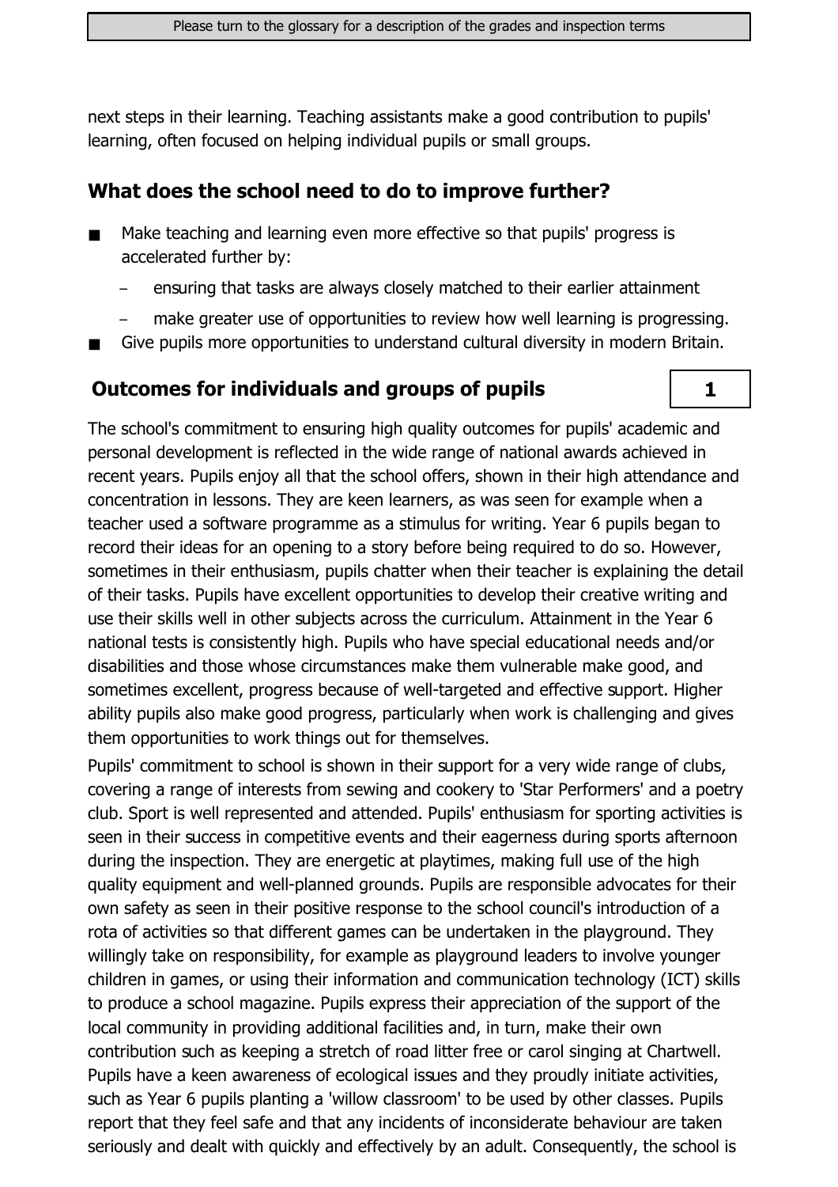next steps in their learning. Teaching assistants make a good contribution to pupils' learning, often focused on helping individual pupils or small groups.

## What does the school need to do to improve further?

- Make teaching and learning even more effective so that pupils' progress is accelerated further by:
  - ensuring that tasks are always closely matched to their earlier attainment
  - make greater use of opportunities to review how well learning is progressing.
- Give pupils more opportunities to understand cultural diversity in modern Britain.

## Outcomes for individuals and groups of pupils — 1

The school's commitment to ensuring high quality outcomes for pupils' academic and personal development is reflected in the wide range of national awards achieved in recent years. Pupils enjoy all that the school offers, shown in their high attendance and concentration in lessons. They are keen learners, as was seen for example when a teacher used a software programme as a stimulus for writing. Year 6 pupils began to record their ideas for an opening to a story before being required to do so. However, sometimes in their enthusiasm, pupils chatter when their teacher is explaining the detail of their tasks. Pupils have excellent opportunities to develop their creative writing and use their skills well in other subjects across the curriculum. Attainment in the Year 6 national tests is consistently high. Pupils who have special educational needs and/or disabilities and those whose circumstances make them vulnerable make good, and sometimes excellent, progress because of well-targeted and effective support. Higher ability pupils also make good progress, particularly when work is challenging and gives them opportunities to work things out for themselves.

Pupils' commitment to school is shown in their support for a very wide range of clubs, covering a range of interests from sewing and cookery to 'Star Performers' and a poetry club. Sport is well represented and attended. Pupils' enthusiasm for sporting activities is seen in their success in competitive events and their eagerness during sports afternoon during the inspection. They are energetic at playtimes, making full use of the high quality equipment and well-planned grounds. Pupils are responsible advocates for their own safety as seen in their positive response to the school council's introduction of a rota of activities so that different games can be undertaken in the playground. They willingly take on responsibility, for example as playground leaders to involve younger children in games, or using their information and communication technology (ICT) skills to produce a school magazine. Pupils express their appreciation of the support of the local community in providing additional facilities and, in turn, make their own contribution such as keeping a stretch of road litter free or carol singing at Chartwell. Pupils have a keen awareness of ecological issues and they proudly initiate activities, such as Year 6 pupils planting a 'willow classroom' to be used by other classes. Pupils report that they feel safe and that any incidents of inconsiderate behaviour are taken seriously and dealt with quickly and effectively by an adult. Consequently, the school is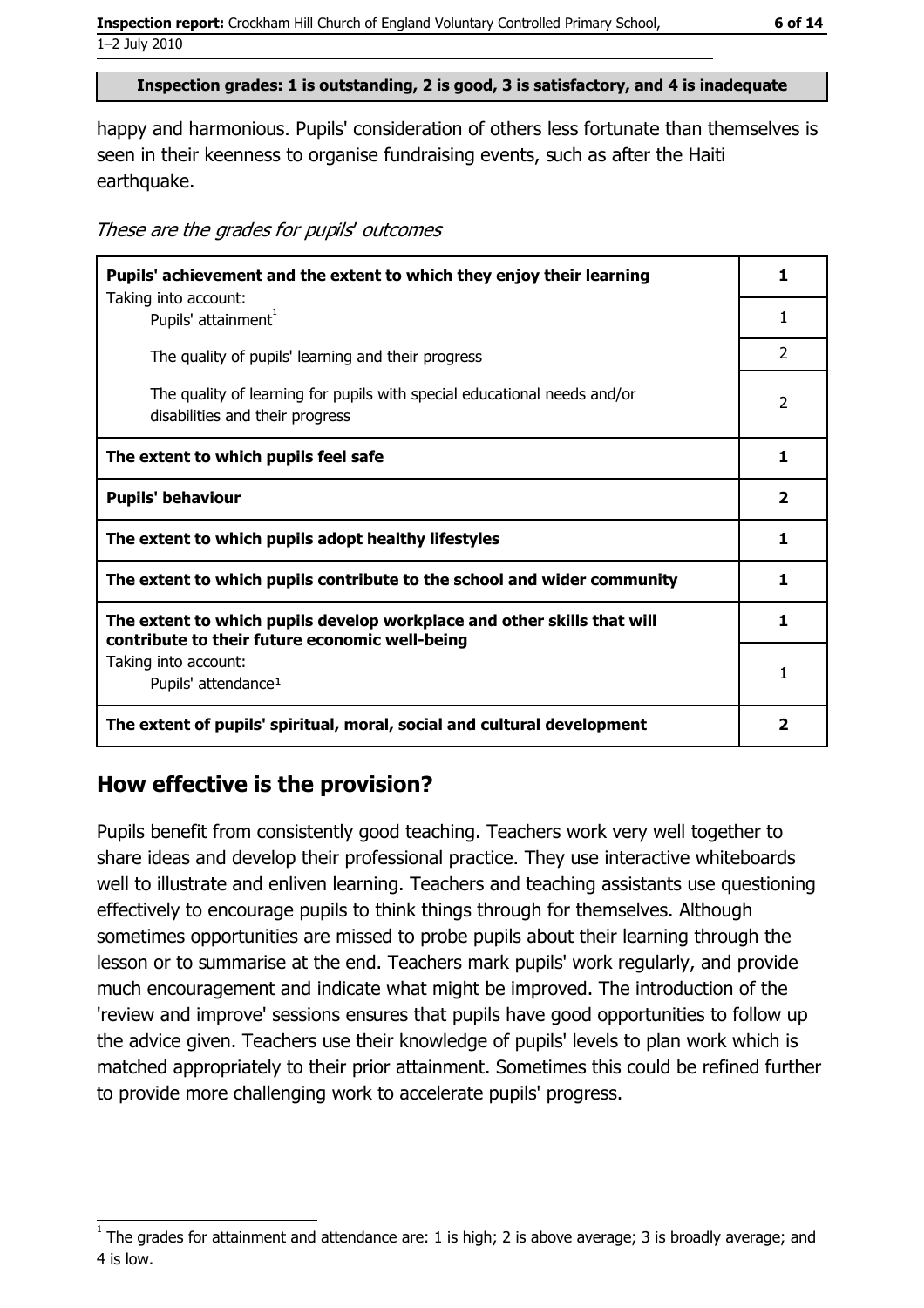Inspection grades: 1 is outstanding, 2 is good, 3 is satisfactory, and 4 is inadequate

happy and harmonious. Pupils' consideration of others less fortunate than themselves is seen in their keenness to organise fundraising events, such as after the Haiti earthquake.

*These are the grades for pupils' outcomes*

| | |
|---|---|
| **Pupils' achievement and the extent to which they enjoy their learning** | **1** |
| Taking into account: Pupils' attainment[1] | 1 |
| The quality of pupils' learning and their progress | 2 |
| The quality of learning for pupils with special educational needs and/or disabilities and their progress | 2 |
| **The extent to which pupils feel safe** | **1** |
| **Pupils' behaviour** | **2** |
| **The extent to which pupils adopt healthy lifestyles** | **1** |
| **The extent to which pupils contribute to the school and wider community** | **1** |
| **The extent to which pupils develop workplace and other skills that will contribute to their future economic well-being** | **1** |
| Taking into account: Pupils' attendance[1] | 1 |
| **The extent of pupils' spiritual, moral, social and cultural development** | **2** |

## How effective is the provision?

Pupils benefit from consistently good teaching. Teachers work very well together to share ideas and develop their professional practice. They use interactive whiteboards well to illustrate and enliven learning. Teachers and teaching assistants use questioning effectively to encourage pupils to think things through for themselves. Although sometimes opportunities are missed to probe pupils about their learning through the lesson or to summarise at the end. Teachers mark pupils' work regularly, and provide much encouragement and indicate what might be improved. The introduction of the 'review and improve' sessions ensures that pupils have good opportunities to follow up the advice given. Teachers use their knowledge of pupils' levels to plan work which is matched appropriately to their prior attainment. Sometimes this could be refined further to provide more challenging work to accelerate pupils' progress.

[1] The grades for attainment and attendance are: 1 is high; 2 is above average; 3 is broadly average; and 4 is low.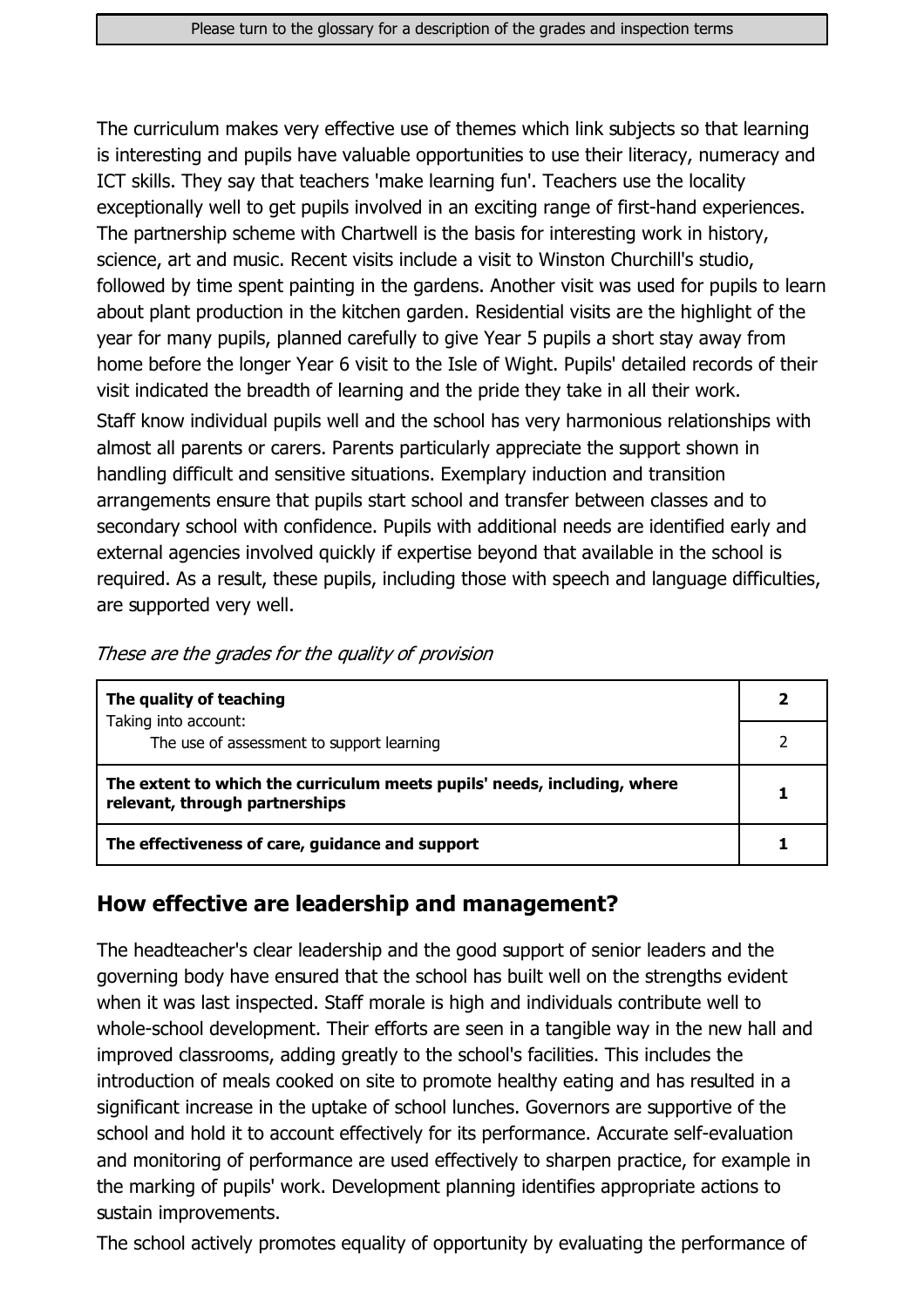The curriculum makes very effective use of themes which link subjects so that learning is interesting and pupils have valuable opportunities to use their literacy, numeracy and ICT skills. They say that teachers 'make learning fun'. Teachers use the locality exceptionally well to get pupils involved in an exciting range of first-hand experiences. The partnership scheme with Chartwell is the basis for interesting work in history, science, art and music. Recent visits include a visit to Winston Churchill's studio, followed by time spent painting in the gardens. Another visit was used for pupils to learn about plant production in the kitchen garden. Residential visits are the highlight of the year for many pupils, planned carefully to give Year 5 pupils a short stay away from home before the longer Year 6 visit to the Isle of Wight. Pupils' detailed records of their visit indicated the breadth of learning and the pride they take in all their work.

Staff know individual pupils well and the school has very harmonious relationships with almost all parents or carers. Parents particularly appreciate the support shown in handling difficult and sensitive situations. Exemplary induction and transition arrangements ensure that pupils start school and transfer between classes and to secondary school with confidence. Pupils with additional needs are identified early and external agencies involved quickly if expertise beyond that available in the school is required. As a result, these pupils, including those with speech and language difficulties, are supported very well.

*These are the grades for the quality of provision*

| | |
|---|---|
| **The quality of teaching**<br>Taking into account: | **2** |
| The use of assessment to support learning | 2 |
| **The extent to which the curriculum meets pupils' needs, including, where relevant, through partnerships** | **1** |
| **The effectiveness of care, guidance and support** | **1** |

## How effective are leadership and management?

The headteacher's clear leadership and the good support of senior leaders and the governing body have ensured that the school has built well on the strengths evident when it was last inspected. Staff morale is high and individuals contribute well to whole-school development. Their efforts are seen in a tangible way in the new hall and improved classrooms, adding greatly to the school's facilities. This includes the introduction of meals cooked on site to promote healthy eating and has resulted in a significant increase in the uptake of school lunches. Governors are supportive of the school and hold it to account effectively for its performance. Accurate self-evaluation and monitoring of performance are used effectively to sharpen practice, for example in the marking of pupils' work. Development planning identifies appropriate actions to sustain improvements.

The school actively promotes equality of opportunity by evaluating the performance of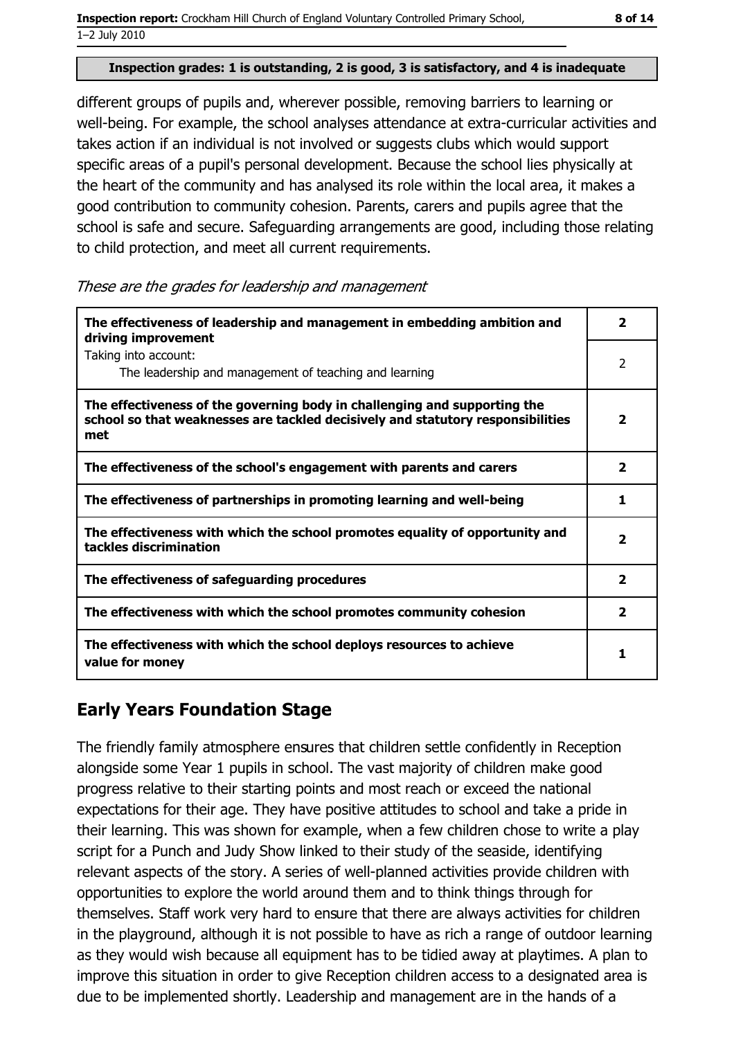**Inspection grades: 1 is outstanding, 2 is good, 3 is satisfactory, and 4 is inadequate**

different groups of pupils and, wherever possible, removing barriers to learning or well-being. For example, the school analyses attendance at extra-curricular activities and takes action if an individual is not involved or suggests clubs which would support specific areas of a pupil's personal development. Because the school lies physically at the heart of the community and has analysed its role within the local area, it makes a good contribution to community cohesion. Parents, carers and pupils agree that the school is safe and secure. Safeguarding arrangements are good, including those relating to child protection, and meet all current requirements.

*These are the grades for leadership and management*

| | |
|---|---|
| **The effectiveness of leadership and management in embedding ambition and driving improvement** | **2** |
| Taking into account: The leadership and management of teaching and learning | 2 |
| **The effectiveness of the governing body in challenging and supporting the school so that weaknesses are tackled decisively and statutory responsibilities met** | **2** |
| **The effectiveness of the school's engagement with parents and carers** | **2** |
| **The effectiveness of partnerships in promoting learning and well-being** | **1** |
| **The effectiveness with which the school promotes equality of opportunity and tackles discrimination** | **2** |
| **The effectiveness of safeguarding procedures** | **2** |
| **The effectiveness with which the school promotes community cohesion** | **2** |
| **The effectiveness with which the school deploys resources to achieve value for money** | **1** |

## Early Years Foundation Stage

The friendly family atmosphere ensures that children settle confidently in Reception alongside some Year 1 pupils in school. The vast majority of children make good progress relative to their starting points and most reach or exceed the national expectations for their age. They have positive attitudes to school and take a pride in their learning. This was shown for example, when a few children chose to write a play script for a Punch and Judy Show linked to their study of the seaside, identifying relevant aspects of the story. A series of well-planned activities provide children with opportunities to explore the world around them and to think things through for themselves. Staff work very hard to ensure that there are always activities for children in the playground, although it is not possible to have as rich a range of outdoor learning as they would wish because all equipment has to be tidied away at playtimes. A plan to improve this situation in order to give Reception children access to a designated area is due to be implemented shortly. Leadership and management are in the hands of a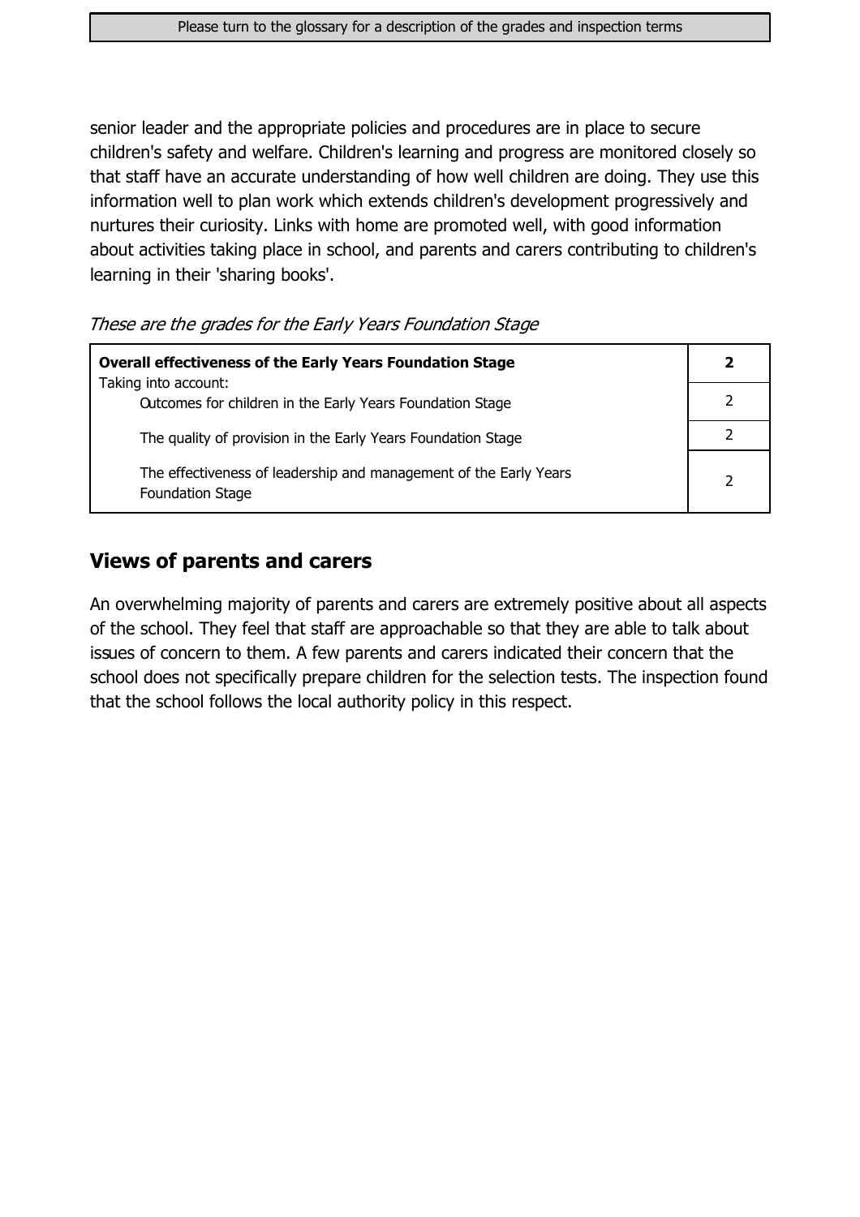senior leader and the appropriate policies and procedures are in place to secure children's safety and welfare. Children's learning and progress are monitored closely so that staff have an accurate understanding of how well children are doing. They use this information well to plan work which extends children's development progressively and nurtures their curiosity. Links with home are promoted well, with good information about activities taking place in school, and parents and carers contributing to children's learning in their 'sharing books'.

*These are the grades for the Early Years Foundation Stage*

| **Overall effectiveness of the Early Years Foundation Stage** | **2** |
|---|---|
| Taking into account: Outcomes for children in the Early Years Foundation Stage | 2 |
| The quality of provision in the Early Years Foundation Stage | 2 |
| The effectiveness of leadership and management of the Early Years Foundation Stage | 2 |

## Views of parents and carers

An overwhelming majority of parents and carers are extremely positive about all aspects of the school. They feel that staff are approachable so that they are able to talk about issues of concern to them. A few parents and carers indicated their concern that the school does not specifically prepare children for the selection tests. The inspection found that the school follows the local authority policy in this respect.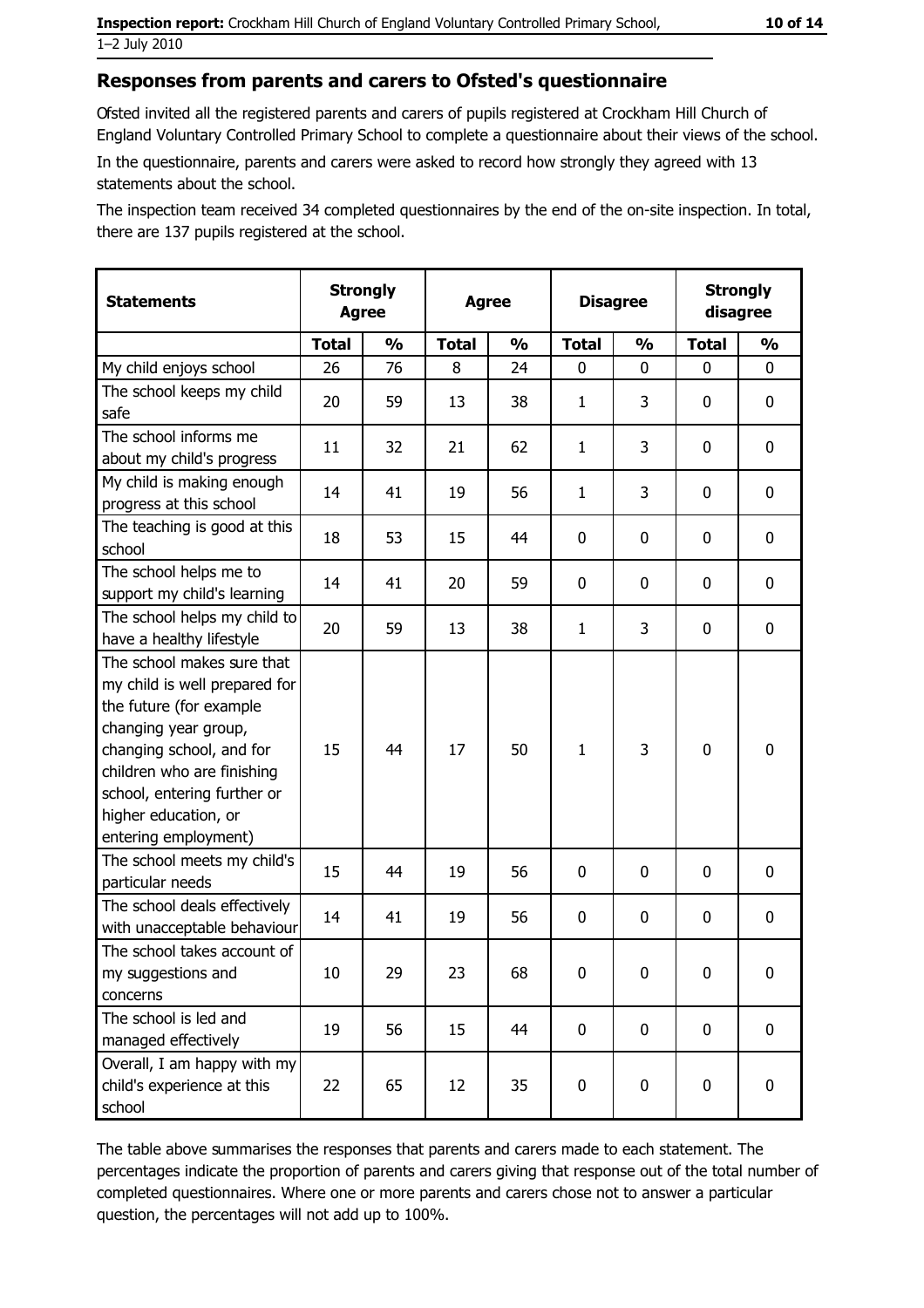## Responses from parents and carers to Ofsted's questionnaire

Ofsted invited all the registered parents and carers of pupils registered at Crockham Hill Church of England Voluntary Controlled Primary School to complete a questionnaire about their views of the school.

In the questionnaire, parents and carers were asked to record how strongly they agreed with 13 statements about the school.

The inspection team received 34 completed questionnaires by the end of the on-site inspection. In total, there are 137 pupils registered at the school.

| Statements | Strongly Agree | | Agree | | Disagree | | Strongly disagree | |
|---|---|---|---|---|---|---|---|---|
| | Total | % | Total | % | Total | % | Total | % |
| My child enjoys school | 26 | 76 | 8 | 24 | 0 | 0 | 0 | 0 |
| The school keeps my child safe | 20 | 59 | 13 | 38 | 1 | 3 | 0 | 0 |
| The school informs me about my child's progress | 11 | 32 | 21 | 62 | 1 | 3 | 0 | 0 |
| My child is making enough progress at this school | 14 | 41 | 19 | 56 | 1 | 3 | 0 | 0 |
| The teaching is good at this school | 18 | 53 | 15 | 44 | 0 | 0 | 0 | 0 |
| The school helps me to support my child's learning | 14 | 41 | 20 | 59 | 0 | 0 | 0 | 0 |
| The school helps my child to have a healthy lifestyle | 20 | 59 | 13 | 38 | 1 | 3 | 0 | 0 |
| The school makes sure that my child is well prepared for the future (for example changing year group, changing school, and for children who are finishing school, entering further or higher education, or entering employment) | 15 | 44 | 17 | 50 | 1 | 3 | 0 | 0 |
| The school meets my child's particular needs | 15 | 44 | 19 | 56 | 0 | 0 | 0 | 0 |
| The school deals effectively with unacceptable behaviour | 14 | 41 | 19 | 56 | 0 | 0 | 0 | 0 |
| The school takes account of my suggestions and concerns | 10 | 29 | 23 | 68 | 0 | 0 | 0 | 0 |
| The school is led and managed effectively | 19 | 56 | 15 | 44 | 0 | 0 | 0 | 0 |
| Overall, I am happy with my child's experience at this school | 22 | 65 | 12 | 35 | 0 | 0 | 0 | 0 |

The table above summarises the responses that parents and carers made to each statement. The percentages indicate the proportion of parents and carers giving that response out of the total number of completed questionnaires. Where one or more parents and carers chose not to answer a particular question, the percentages will not add up to 100%.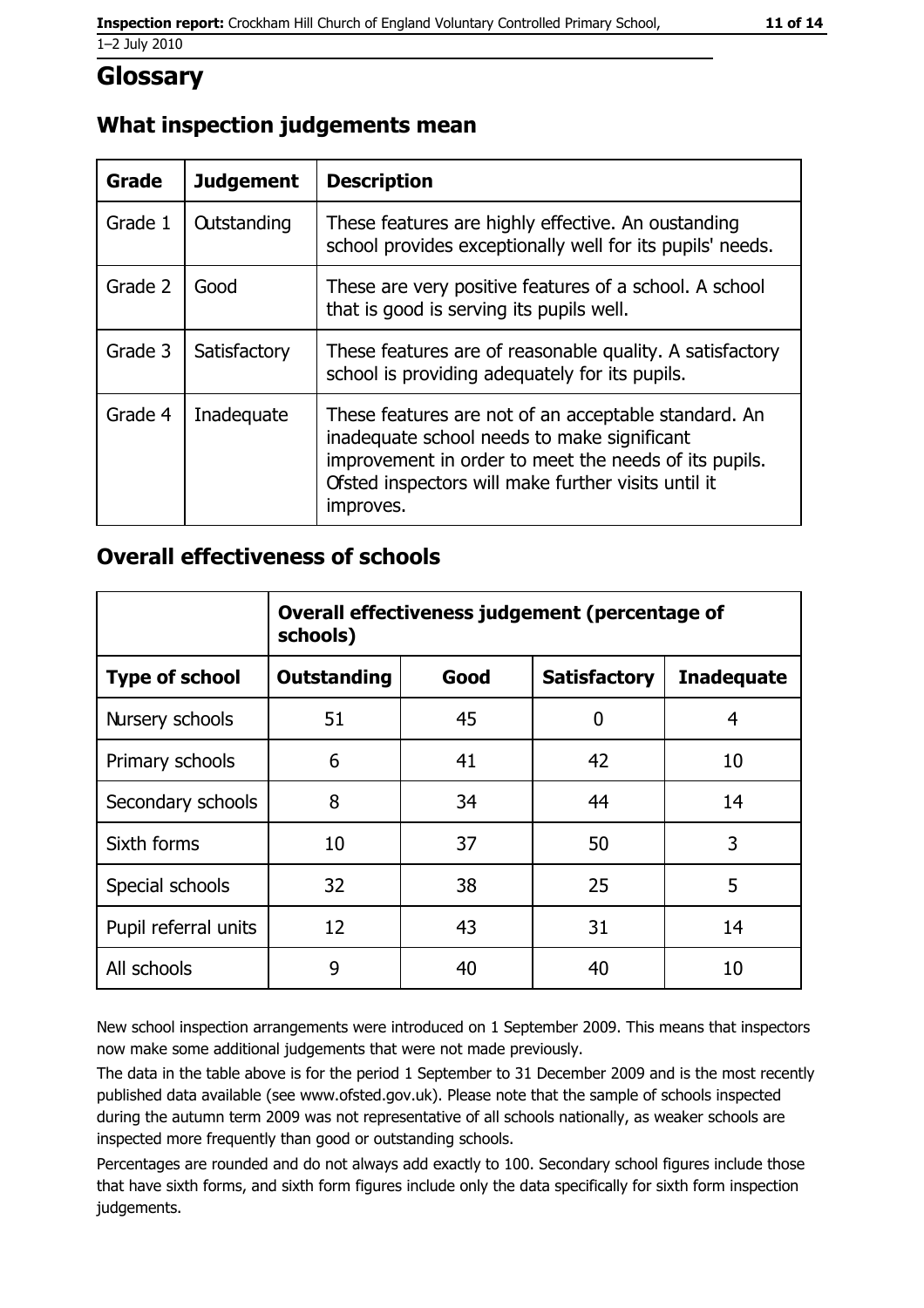# Glossary

## What inspection judgements mean

| Grade | Judgement | Description |
| --- | --- | --- |
| Grade 1 | Outstanding | These features are highly effective. An oustanding school provides exceptionally well for its pupils' needs. |
| Grade 2 | Good | These are very positive features of a school. A school that is good is serving its pupils well. |
| Grade 3 | Satisfactory | These features are of reasonable quality. A satisfactory school is providing adequately for its pupils. |
| Grade 4 | Inadequate | These features are not of an acceptable standard. An inadequate school needs to make significant improvement in order to meet the needs of its pupils. Ofsted inspectors will make further visits until it improves. |

## Overall effectiveness of schools

| | Overall effectiveness judgement (percentage of schools) | | | |
| --- | --- | --- | --- | --- |
| **Type of school** | **Outstanding** | **Good** | **Satisfactory** | **Inadequate** |
| Nursery schools | 51 | 45 | 0 | 4 |
| Primary schools | 6 | 41 | 42 | 10 |
| Secondary schools | 8 | 34 | 44 | 14 |
| Sixth forms | 10 | 37 | 50 | 3 |
| Special schools | 32 | 38 | 25 | 5 |
| Pupil referral units | 12 | 43 | 31 | 14 |
| All schools | 9 | 40 | 40 | 10 |

New school inspection arrangements were introduced on 1 September 2009. This means that inspectors now make some additional judgements that were not made previously.

The data in the table above is for the period 1 September to 31 December 2009 and is the most recently published data available (see www.ofsted.gov.uk). Please note that the sample of schools inspected during the autumn term 2009 was not representative of all schools nationally, as weaker schools are inspected more frequently than good or outstanding schools.

Percentages are rounded and do not always add exactly to 100. Secondary school figures include those that have sixth forms, and sixth form figures include only the data specifically for sixth form inspection judgements.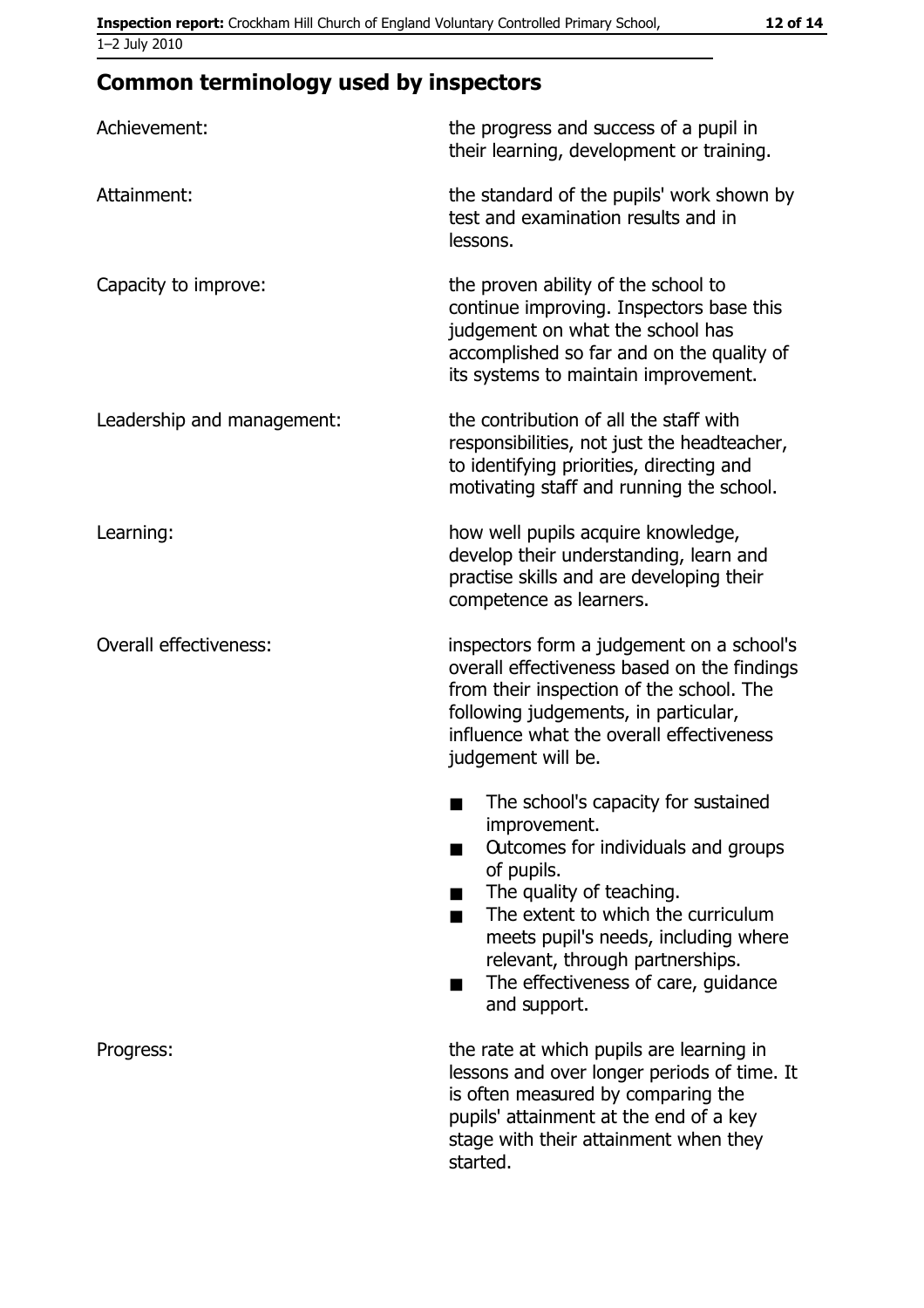## Common terminology used by inspectors

| | |
|---|---|
| Achievement: | the progress and success of a pupil in their learning, development or training. |
| Attainment: | the standard of the pupils' work shown by test and examination results and in lessons. |
| Capacity to improve: | the proven ability of the school to continue improving. Inspectors base this judgement on what the school has accomplished so far and on the quality of its systems to maintain improvement. |
| Leadership and management: | the contribution of all the staff with responsibilities, not just the headteacher, to identifying priorities, directing and motivating staff and running the school. |
| Learning: | how well pupils acquire knowledge, develop their understanding, learn and practise skills and are developing their competence as learners. |
| Overall effectiveness: | inspectors form a judgement on a school's overall effectiveness based on the findings from their inspection of the school. The following judgements, in particular, influence what the overall effectiveness judgement will be.<br>■ The school's capacity for sustained improvement.<br>■ Outcomes for individuals and groups of pupils.<br>■ The quality of teaching.<br>■ The extent to which the curriculum meets pupil's needs, including where relevant, through partnerships.<br>■ The effectiveness of care, guidance and support. |
| Progress: | the rate at which pupils are learning in lessons and over longer periods of time. It is often measured by comparing the pupils' attainment at the end of a key stage with their attainment when they started. |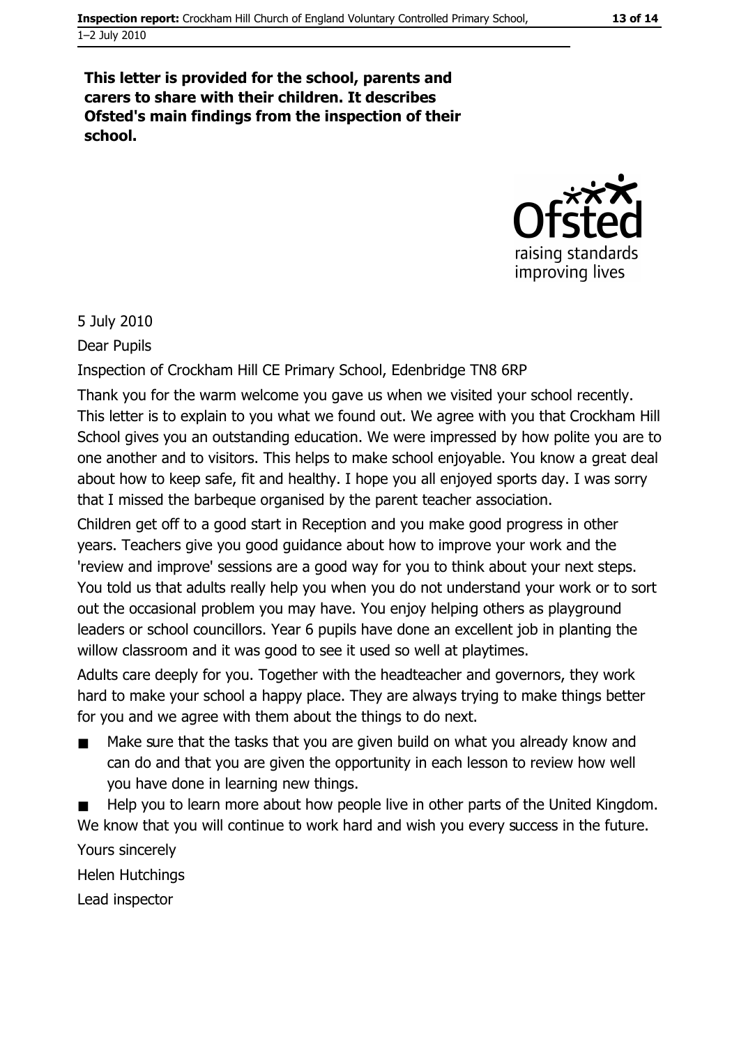**This letter is provided for the school, parents and carers to share with their children. It describes Ofsted's main findings from the inspection of their school.**

5 July 2010

Dear Pupils

Inspection of Crockham Hill CE Primary School, Edenbridge TN8 6RP

Thank you for the warm welcome you gave us when we visited your school recently. This letter is to explain to you what we found out. We agree with you that Crockham Hill School gives you an outstanding education. We were impressed by how polite you are to one another and to visitors. This helps to make school enjoyable. You know a great deal about how to keep safe, fit and healthy. I hope you all enjoyed sports day. I was sorry that I missed the barbeque organised by the parent teacher association.

Children get off to a good start in Reception and you make good progress in other years. Teachers give you good guidance about how to improve your work and the 'review and improve' sessions are a good way for you to think about your next steps. You told us that adults really help you when you do not understand your work or to sort out the occasional problem you may have. You enjoy helping others as playground leaders or school councillors. Year 6 pupils have done an excellent job in planting the willow classroom and it was good to see it used so well at playtimes.

Adults care deeply for you. Together with the headteacher and governors, they work hard to make your school a happy place. They are always trying to make things better for you and we agree with them about the things to do next.

- Make sure that the tasks that you are given build on what you already know and can do and that you are given the opportunity in each lesson to review how well you have done in learning new things.
- Help you to learn more about how people live in other parts of the United Kingdom.

We know that you will continue to work hard and wish you every success in the future.

Yours sincerely

Helen Hutchings

Lead inspector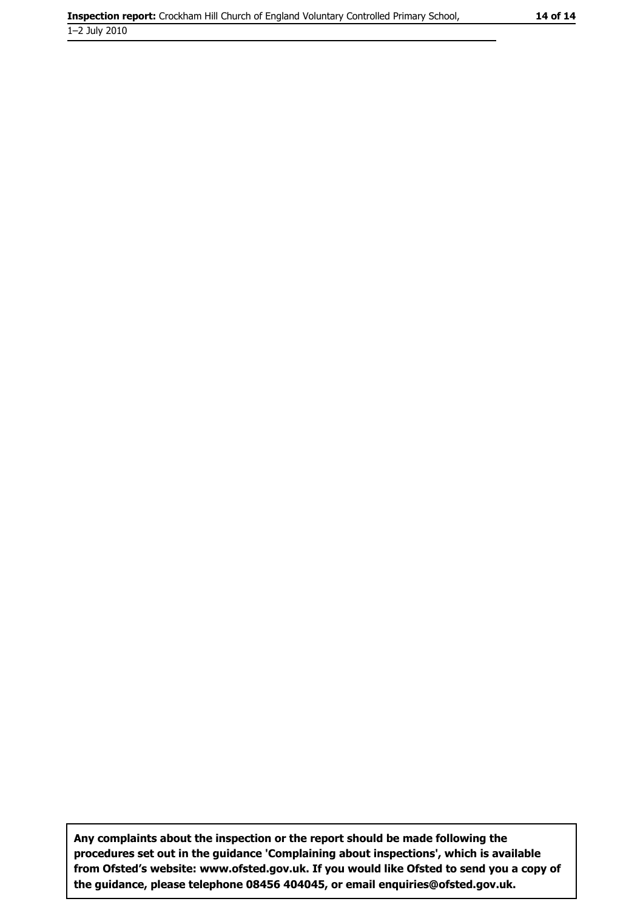**Any complaints about the inspection or the report should be made following the procedures set out in the guidance 'Complaining about inspections', which is available from Ofsted's website: www.ofsted.gov.uk. If you would like Ofsted to send you a copy of the guidance, please telephone 08456 404045, or email enquiries@ofsted.gov.uk.**